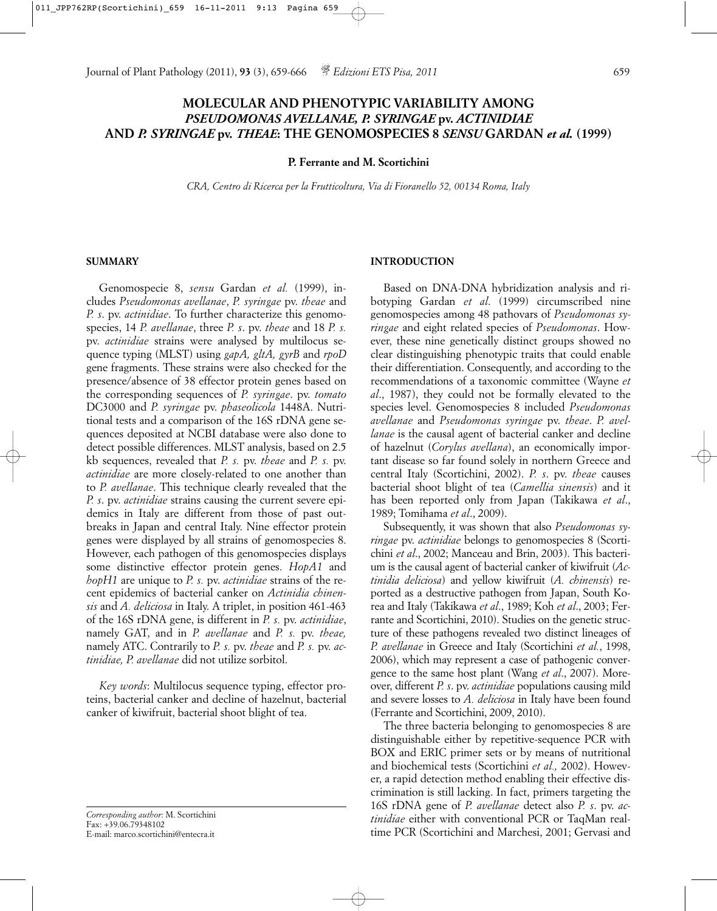# MOLECULAR AND PHENOTYPIC VARIABILITY AMONG *PSEUDOMONAS AVELLANAE, P. SYRINGAE* pv. *ACTINIDIAE* AND *P. SYRINGAE* pv. *THEAE*: THE GENOMOSPECIES 8 *SENSU* GARDAN *et al.* (1999)

**P. Ferrante and M. Scortichini**

*CRA, Centro di Ricerca per la Frutticoltura, Via di Fioranello 52, 00134 Roma, Italy*

## SUMMARY

Genomospecie 8, *sensu* Gardan *et al.* (1999), includes *Pseudomonas avellanae*, *P. syringae* pv. *theae* and *P. s.* pv. *actinidiae*. To further characterize this genomospecies, 14 *P. avellanae*, three *P. s.* pv. *theae* and 18 *P. s.* pv. *actinidiae* strains were analysed by multilocus sequence typing (MLST) using *gapA, gltA, gyrB* and *rpoD* gene fragments. These strains were also checked for the presence/absence of 38 effector protein genes based on the corresponding sequences of *P. syringae*. pv. *tomato* DC3000 and *P. syringae* pv. *phaseolicola* 1448A. Nutritional tests and a comparison of the 16S rDNA gene sequences deposited at NCBI database were also done to detect possible differences. MLST analysis, based on 2.5 kb sequences, revealed that *P. s.* pv. *theae* and *P. s.* pv. *actinidiae* are more closely-related to one another than to *P. avellanae*. This technique clearly revealed that the *P. s*. pv. *actinidiae* strains causing the current severe epidemics in Italy are different from those of past outbreaks in Japan and central Italy. Nine effector protein genes were displayed by all strains of genomospecies 8. However, each pathogen of this genomospecies displays some distinctive effector protein genes. *HopA1* and *hopH1* are unique to *P. s.* pv. *actinidiae* strains of the recent epidemics of bacterial canker on *Actinidia chinensis* and *A. deliciosa* in Italy. A triplet, in position 461-463 of the 16S rDNA gene, is different in *P. s.* pv. *actinidiae*, namely GAT, and in *P. avellanae* and *P. s.* pv. *theae,* namely ATC. Contrarily to *P. s.* pv. *theae* and *P. s.* pv. *actinidiae, P. avellanae* did not utilize sorbitol.

*Key words*: Multilocus sequence typing, effector proteins, bacterial canker and decline of hazelnut, bacterial canker of kiwifruit, bacterial shoot blight of tea.

*Corresponding author*: M. Scortichini
Fax: +39.06.79348102
E-mail: marco.scortichini@entecra.it

## INTRODUCTION

Based on DNA-DNA hybridization analysis and ribotyping Gardan *et al*. (1999) circumscribed nine genomospecies among 48 pathovars of *Pseudomonas syringae* and eight related species of *Pseudomonas*. However, these nine genetically distinct groups showed no clear distinguishing phenotypic traits that could enable their differentiation. Consequently, and according to the recommendations of a taxonomic committee (Wayne *et al*., 1987), they could not be formally elevated to the species level. Genomospecies 8 included *Pseudomonas avellanae* and *Pseudomonas syringae* pv. *theae*. *P. avellanae* is the causal agent of bacterial canker and decline of hazelnut (*Corylus avellana*), an economically important disease so far found solely in northern Greece and central Italy (Scortichini, 2002). *P. s*. pv. *theae* causes bacterial shoot blight of tea (*Camellia sinensis*) and it has been reported only from Japan (Takikawa *et al*., 1989; Tomihama *et al*., 2009).

Subsequently, it was shown that also *Pseudomonas syringae* pv. *actinidiae* belongs to genomospecies 8 (Scortichini *et al*., 2002; Manceau and Brin, 2003). This bacterium is the causal agent of bacterial canker of kiwifruit (*Actinidia deliciosa*) and yellow kiwifruit (*A. chinensis*) reported as a destructive pathogen from Japan, South Korea and Italy (Takikawa *et al*., 1989; Koh *et al*., 2003; Ferrante and Scortichini, 2010). Studies on the genetic structure of these pathogens revealed two distinct lineages of *P. avellanae* in Greece and Italy (Scortichini *et al.*, 1998, 2006), which may represent a case of pathogenic convergence to the same host plant (Wang *et al*., 2007). Moreover, different *P. s*. pv. *actinidiae* populations causing mild and severe losses to *A. deliciosa* in Italy have been found (Ferrante and Scortichini, 2009, 2010).

The three bacteria belonging to genomospecies 8 are distinguishable either by repetitive-sequence PCR with BOX and ERIC primer sets or by means of nutritional and biochemical tests (Scortichini *et al.,* 2002). However, a rapid detection method enabling their effective discrimination is still lacking. In fact, primers targeting the 16S rDNA gene of *P. avellanae* detect also *P. s*. pv. *actinidiae* either with conventional PCR or TaqMan realtime PCR (Scortichini and Marchesi, 2001; Gervasi and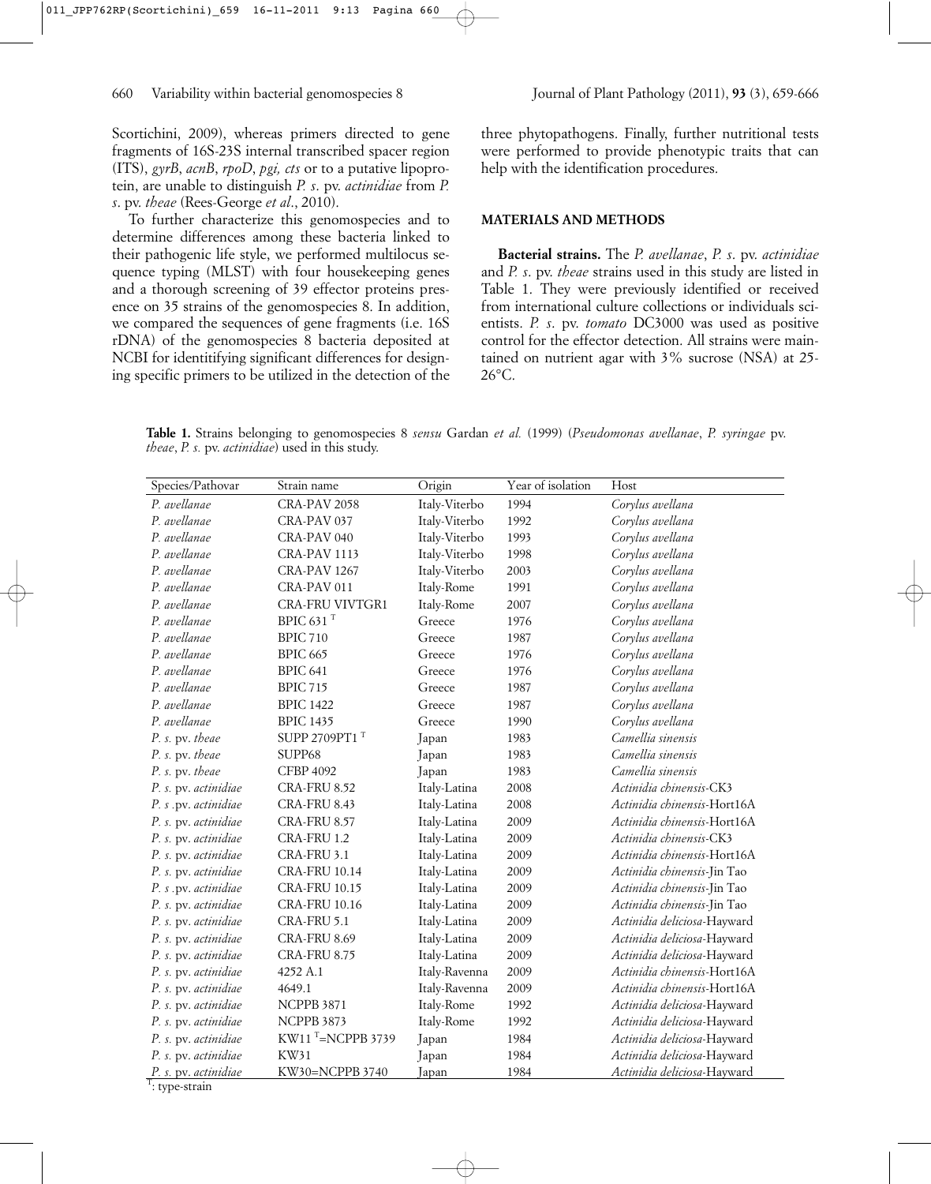Scortichini, 2009), whereas primers directed to gene fragments of 16S-23S internal transcribed spacer region (ITS), *gyrB*, *acnB*, *rpoD*, *pgi, cts* or to a putative lipoprotein, are unable to distinguish *P. s.* pv. *actinidiae* from *P. s.* pv. *theae* (Rees-George *et al*., 2010).

To further characterize this genomospecies and to determine differences among these bacteria linked to their pathogenic life style, we performed multilocus sequence typing (MLST) with four housekeeping genes and a thorough screening of 39 effector proteins presence on 35 strains of the genomospecies 8. In addition, we compared the sequences of gene fragments (i.e. 16S rDNA) of the genomospecies 8 bacteria deposited at NCBI for identitifying significant differences for designing specific primers to be utilized in the detection of the three phytopathogens. Finally, further nutritional tests were performed to provide phenotypic traits that can help with the identification procedures.

## MATERIALS AND METHODS

**Bacterial strains.** The *P. avellanae*, *P. s.* pv. *actinidiae* and *P. s.* pv. *theae* strains used in this study are listed in Table 1. They were previously identified or received from international culture collections or individuals scientists. *P. s.* pv. *tomato* DC3000 was used as positive control for the effector detection. All strains were maintained on nutrient agar with 3% sucrose (NSA) at 25-26°C.

**Table 1.** Strains belonging to genomospecies 8 *sensu* Gardan *et al.* (1999) (*Pseudomonas avellanae*, *P. syringae* pv. *theae*, *P. s.* pv. *actinidiae*) used in this study.

| Species/Pathovar | Strain name | Origin | Year of isolation | Host |
|---|---|---|---|---|
| *P. avellanae* | CRA-PAV 2058 | Italy-Viterbo | 1994 | *Corylus avellana* |
| *P. avellanae* | CRA-PAV 037 | Italy-Viterbo | 1992 | *Corylus avellana* |
| *P. avellanae* | CRA-PAV 040 | Italy-Viterbo | 1993 | *Corylus avellana* |
| *P. avellanae* | CRA-PAV 1113 | Italy-Viterbo | 1998 | *Corylus avellana* |
| *P. avellanae* | CRA-PAV 1267 | Italy-Viterbo | 2003 | *Corylus avellana* |
| *P. avellanae* | CRA-PAV 011 | Italy-Rome | 1991 | *Corylus avellana* |
| *P. avellanae* | CRA-FRU VIVTGR1 | Italy-Rome | 2007 | *Corylus avellana* |
| *P. avellanae* | BPIC 631 [T] | Greece | 1976 | *Corylus avellana* |
| *P. avellanae* | BPIC 710 | Greece | 1987 | *Corylus avellana* |
| *P. avellanae* | BPIC 665 | Greece | 1976 | *Corylus avellana* |
| *P. avellanae* | BPIC 641 | Greece | 1976 | *Corylus avellana* |
| *P. avellanae* | BPIC 715 | Greece | 1987 | *Corylus avellana* |
| *P. avellanae* | BPIC 1422 | Greece | 1987 | *Corylus avellana* |
| *P. avellanae* | BPIC 1435 | Greece | 1990 | *Corylus avellana* |
| *P. s.* pv. *theae* | SUPP 2709PT1 [T] | Japan | 1983 | *Camellia sinensis* |
| *P. s.* pv. *theae* | SUPP68 | Japan | 1983 | *Camellia sinensis* |
| *P. s.* pv. *theae* | CFBP 4092 | Japan | 1983 | *Camellia sinensis* |
| *P. s.* pv. *actinidiae* | CRA-FRU 8.52 | Italy-Latina | 2008 | *Actinidia chinensis*-CK3 |
| *P. s* .pv. *actinidiae* | CRA-FRU 8.43 | Italy-Latina | 2008 | *Actinidia chinensis*-Hort16A |
| *P. s.* pv. *actinidiae* | CRA-FRU 8.57 | Italy-Latina | 2009 | *Actinidia chinensis*-Hort16A |
| *P. s.* pv. *actinidiae* | CRA-FRU 1.2 | Italy-Latina | 2009 | *Actinidia chinensis*-CK3 |
| *P. s.* pv. *actinidiae* | CRA-FRU 3.1 | Italy-Latina | 2009 | *Actinidia chinensis*-Hort16A |
| *P. s.* pv. *actinidiae* | CRA-FRU 10.14 | Italy-Latina | 2009 | *Actinidia chinensis*-Jin Tao |
| *P. s* .pv. *actinidiae* | CRA-FRU 10.15 | Italy-Latina | 2009 | *Actinidia chinensis*-Jin Tao |
| *P. s.* pv. *actinidiae* | CRA-FRU 10.16 | Italy-Latina | 2009 | *Actinidia chinensis*-Jin Tao |
| *P. s.* pv. *actinidiae* | CRA-FRU 5.1 | Italy-Latina | 2009 | *Actinidia deliciosa*-Hayward |
| *P. s.* pv. *actinidiae* | CRA-FRU 8.69 | Italy-Latina | 2009 | *Actinidia deliciosa*-Hayward |
| *P. s.* pv. *actinidiae* | CRA-FRU 8.75 | Italy-Latina | 2009 | *Actinidia deliciosa*-Hayward |
| *P. s.* pv. *actinidiae* | 4252 A.1 | Italy-Ravenna | 2009 | *Actinidia chinensis*-Hort16A |
| *P. s.* pv. *actinidiae* | 4649.1 | Italy-Ravenna | 2009 | *Actinidia chinensis*-Hort16A |
| *P. s.* pv. *actinidiae* | NCPPB 3871 | Italy-Rome | 1992 | *Actinidia deliciosa*-Hayward |
| *P. s.* pv. *actinidiae* | NCPPB 3873 | Italy-Rome | 1992 | *Actinidia deliciosa*-Hayward |
| *P. s.* pv. *actinidiae* | KW11 [T]=NCPPB 3739 | Japan | 1984 | *Actinidia deliciosa*-Hayward |
| *P. s.* pv. *actinidiae* | KW31 | Japan | 1984 | *Actinidia deliciosa*-Hayward |
| *P. s.* pv. *actinidiae* | KW30=NCPPB 3740 | Japan | 1984 | *Actinidia deliciosa*-Hayward |

[T]: type-strain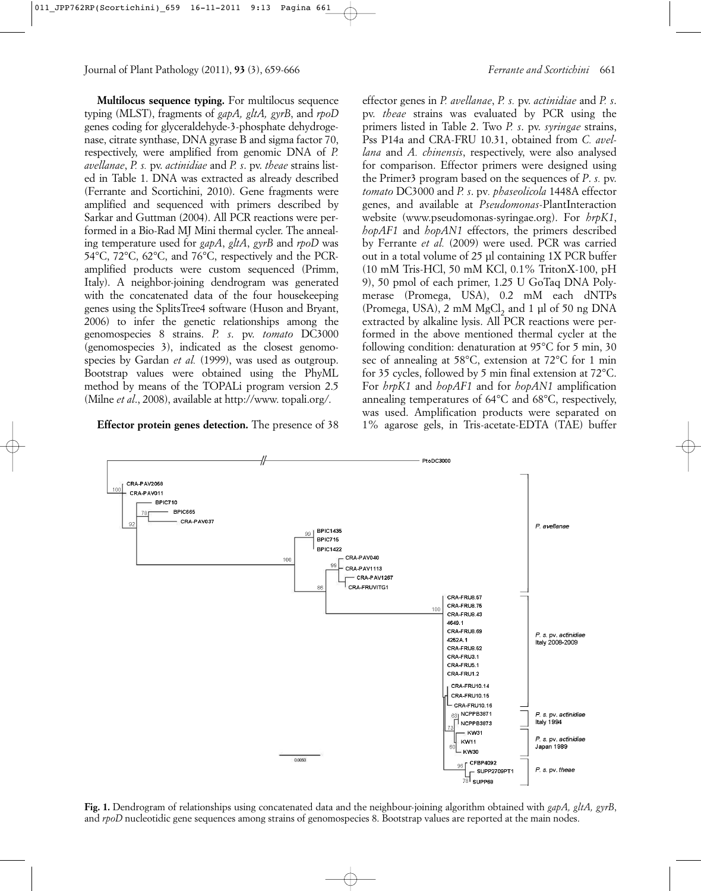**Multilocus sequence typing.** For multilocus sequence typing (MLST), fragments of *gapA, gltA, gyrB*, and *rpoD* genes coding for glyceraldehyde-3-phosphate dehydrogenase, citrate synthase, DNA gyrase B and sigma factor 70, respectively, were amplified from genomic DNA of *P. avellanae*, *P. s.* pv. *actinidiae* and *P. s.* pv. *theae* strains listed in Table 1. DNA was extracted as already described (Ferrante and Scortichini, 2010). Gene fragments were amplified and sequenced with primers described by Sarkar and Guttman (2004). All PCR reactions were performed in a Bio-Rad MJ Mini thermal cycler. The annealing temperature used for *gapA*, *gltA*, *gyrB* and *rpoD* was 54°C, 72°C, 62°C, and 76°C, respectively and the PCR-amplified products were custom sequenced (Primm, Italy). A neighbor-joining dendrogram was generated with the concatenated data of the four housekeeping genes using the SplitsTree4 software (Huson and Bryant, 2006) to infer the genetic relationships among the genomospecies 8 strains. *P. s.* pv. *tomato* DC3000 (genomospecies 3), indicated as the closest genomospecies by Gardan *et al.* (1999), was used as outgroup. Bootstrap values were obtained using the PhyML method by means of the TOPALi program version 2.5 (Milne *et al*., 2008), available at http://www. topali.org/.

**Effector protein genes detection.** The presence of 38 effector genes in *P. avellanae*, *P. s.* pv. *actinidiae* and *P. s.* pv. *theae* strains was evaluated by PCR using the primers listed in Table 2. Two *P. s.* pv. *syringae* strains, Pss P14a and CRA-FRU 10.31, obtained from *C. avellana* and *A. chinensis*, respectively, were also analysed for comparison. Effector primers were designed using the Primer3 program based on the sequences of *P. s.* pv. *tomato* DC3000 and *P. s*. pv. *phaseolicola* 1448A effector genes, and available at *Pseudomonas*-PlantInteraction website (www.pseudomonas-syringae.org). For *hrpK1*, *hopAF1* and *hopAN1* effectors, the primers described by Ferrante *et al.* (2009) were used. PCR was carried out in a total volume of 25 µl containing 1X PCR buffer (10 mM Tris-HCl, 50 mM KCl, 0.1% TritonX-100, pH 9), 50 pmol of each primer, 1.25 U GoTaq DNA Polymerase (Promega, USA), 0.2 mM each dNTPs (Promega, USA), 2 mM $MgCl_2$ and 1 µl of 50 ng DNA extracted by alkaline lysis. All PCR reactions were performed in the above mentioned thermal cycler at the following condition: denaturation at 95°C for 5 min, 30 sec of annealing at 58°C, extension at 72°C for 1 min for 35 cycles, followed by 5 min final extension at 72°C. For *hrpK1* and *hopAF1* and for *hopAN1* amplification annealing temperatures of 64°C and 68°C, respectively, was used. Amplification products were separated on 1% agarose gels, in Tris-acetate-EDTA (TAE) buffer

**Fig. 1.** Dendrogram of relationships using concatenated data and the neighbour-joining algorithm obtained with *gapA, gltA, gyrB*, and *rpoD* nucleotidic gene sequences among strains of genomospecies 8. Bootstrap values are reported at the main nodes.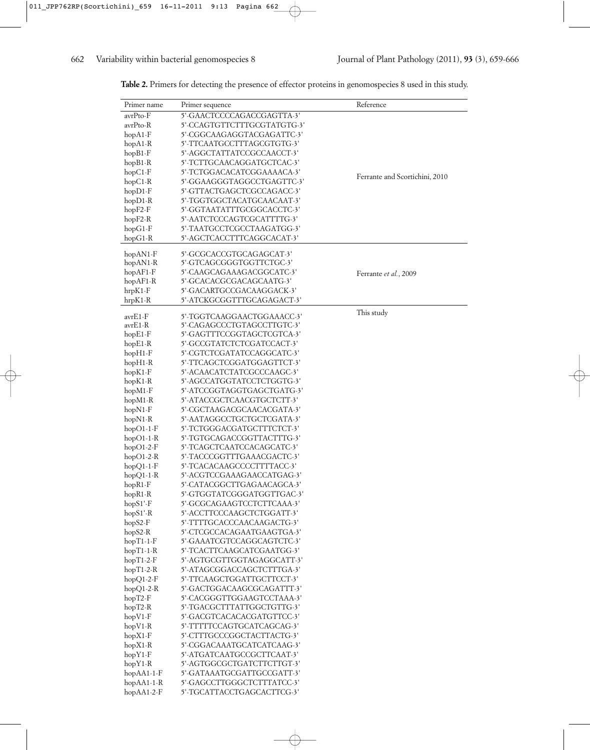**Table 2.** Primers for detecting the presence of effector proteins in genomospecies 8 used in this study.

| Primer name | Primer sequence | Reference |
|---|---|---|
| avrPto-F | 5'-GAACTCCCCAGACCGAGTTA-3' | Ferrante and Scortichini, 2010 |
| avrPto-R | 5'-CCAGTGTTCTTTGCGTATGTG-3' | |
| hopA1-F | 5'-CGGCAAGAGGTACGAGATTC-3' | |
| hopA1-R | 5'-TTCAATGCCTTTAGCGTGTG-3' | |
| hopB1-F | 5'-AGGCTATTATCCGCCAACCT-3' | |
| hopB1-R | 5'-TCTTGCAACAGGATGCTCAC-3' | |
| hopC1-F | 5'-TCTGGACACATCGGAAAACA-3' | |
| hopC1-R | 5'-GGAAGGGTAGGCCTGAGTTC-3' | |
| hopD1-F | 5'-GTTACTGAGCTCGCCAGACC-3' | |
| hopD1-R | 5'-TGGTGGCTACATGCAACAAT-3' | |
| hopF2-F | 5'-GGTAATATTTGCGGCACCTC-3' | |
| hopF2-R | 5'-AATCTCCCAGTCGCATTTTG-3' | |
| hopG1-F | 5'-TAATGCCTCGCCTAAGATGG-3' | |
| hopG1-R | 5'-AGCTCACCTTTCAGGCACAT-3' | |
| hopAN1-F | 5'-GCGCACCGTGCAGAGCAT-3' | Ferrante *et al.*, 2009 |
| hopAN1-R | 5'-GTCAGCGGGTGGTTCTGC-3' | |
| hopAF1-F | 5'-CAAGCAGAAAGACGGCATC-3' | |
| hopAF1-R | 5'-GCACACGCGACAGCAATG-3' | |
| hrpK1-F | 5'-GACARTGCCGACAAGGACK-3' | |
| hrpK1-R | 5'-ATCKGCGGTTTGCAGAGACT-3' | |
| avrE1-F | 5'-TGGTCAAGGAACTGGAAACC-3' | This study |
| avrE1-R | 5'-CAGAGCCCTGTAGCCTTGTC-3' | |
| hopE1-F | 5'-GAGTTTCCGGTAGCTCGTCA-3' | |
| hopE1-R | 5'-GCCGTATCTCTCGATCCACT-3' | |
| hopH1-F | 5'-CGTCTCGATATCCAGGCATC-3' | |
| hopH1-R | 5'-TTCAGCTCGGATGGAGTTCT-3' | |
| hopK1-F | 5'-ACAACATCTATCGCCCAAGC-3' | |
| hopK1-R | 5'-AGCCATGGTATCCTCTGGTG-3' | |
| hopM1-F | 5'-ATCCGGTAGGTGAGCTGATG-3' | |
| hopM1-R | 5'-ATACCGCTCAACGTGCTCTT-3' | |
| hopN1-F | 5'-CGCTAAGACGCAACACGATA-3' | |
| hopN1-R | 5'-AATAGGCCTGCTGCTCGATA-3' | |
| hopO1-1-F | 5'-TCTGGGACGATGCTTTCTCT-3' | |
| hopO1-1-R | 5'-TGTGCAGACCGGTTACTTTG-3' | |
| hopO1-2-F | 5'-TCAGCTCAATCCACAGCATC-3' | |
| hopO1-2-R | 5'-TACCCGGTTTGAAACGACTC-3' | |
| hopQ1-1-F | 5'-TCACACAAGCCCCTTTTACC-3' | |
| hopQ1-1-R | 5'-ACGTCCGAAAGAACCATGAG-3' | |
| hopR1-F | 5'-CATACGGCTTGAGAACAGCA-3' | |
| hopR1-R | 5'-GTGGTATCGGGATGGTTGAC-3' | |
| hopS1'-F | 5'-GCGCAGAAGTCCTCTTCAAA-3' | |
| hopS1'-R | 5'-ACCTTCCCAAGCTCTGGATT-3' | |
| hopS2-F | 5'-TTTTGCACCCAACAAGACTG-3' | |
| hopS2-R | 5'-CTCGCCACAGAATGAAGTGA-3' | |
| hopT1-1-F | 5'-GAAATCGTCCAGGCAGTCTC-3' | |
| hopT1-1-R | 5'-TCACTTCAAGCATCGAATGG-3' | |
| hopT1-2-F | 5'-AGTGCGTTGGTAGAGGCATT-3' | |
| hopT1-2-R | 5'-ATAGCGGACCAGCTCTTTGA-3' | |
| hopQ1-2-F | 5'-TTCAAGCTGGATTGCTTCCT-3' | |
| hopQ1-2-R | 5'-GACTGGACAAGCGCAGATTT-3' | |
| hopT2-F | 5'-CACGGGTTGGAAGTCCTAAA-3' | |
| hopT2-R | 5'-TGACGCTTTATTGGCTGTTG-3' | |
| hopV1-F | 5'-GACGTCACACACGATGTTCC-3' | |
| hopV1-R | 5'-TTTTTCCAGTGCATCAGCAG-3' | |
| hopX1-F | 5'-CTTTGCCCGGCTACTTACTG-3' | |
| hopX1-R | 5'-CGGACAAATGCATCATCAAG-3' | |
| hopY1-F | 5'-ATGATCAATGCCGCTTCAAT-3' | |
| hopY1-R | 5'-AGTGGCGCTGATCTTCTTGT-3' | |
| hopAA1-1-F | 5'-GATAAATGCGATTGCCGATT-3' | |
| hopAA1-1-R | 5'-GAGCCTTGGGCTCTTTATCC-3' | |
| hopAA1-2-F | 5'-TGCATTACCTGAGCACTTCG-3' | |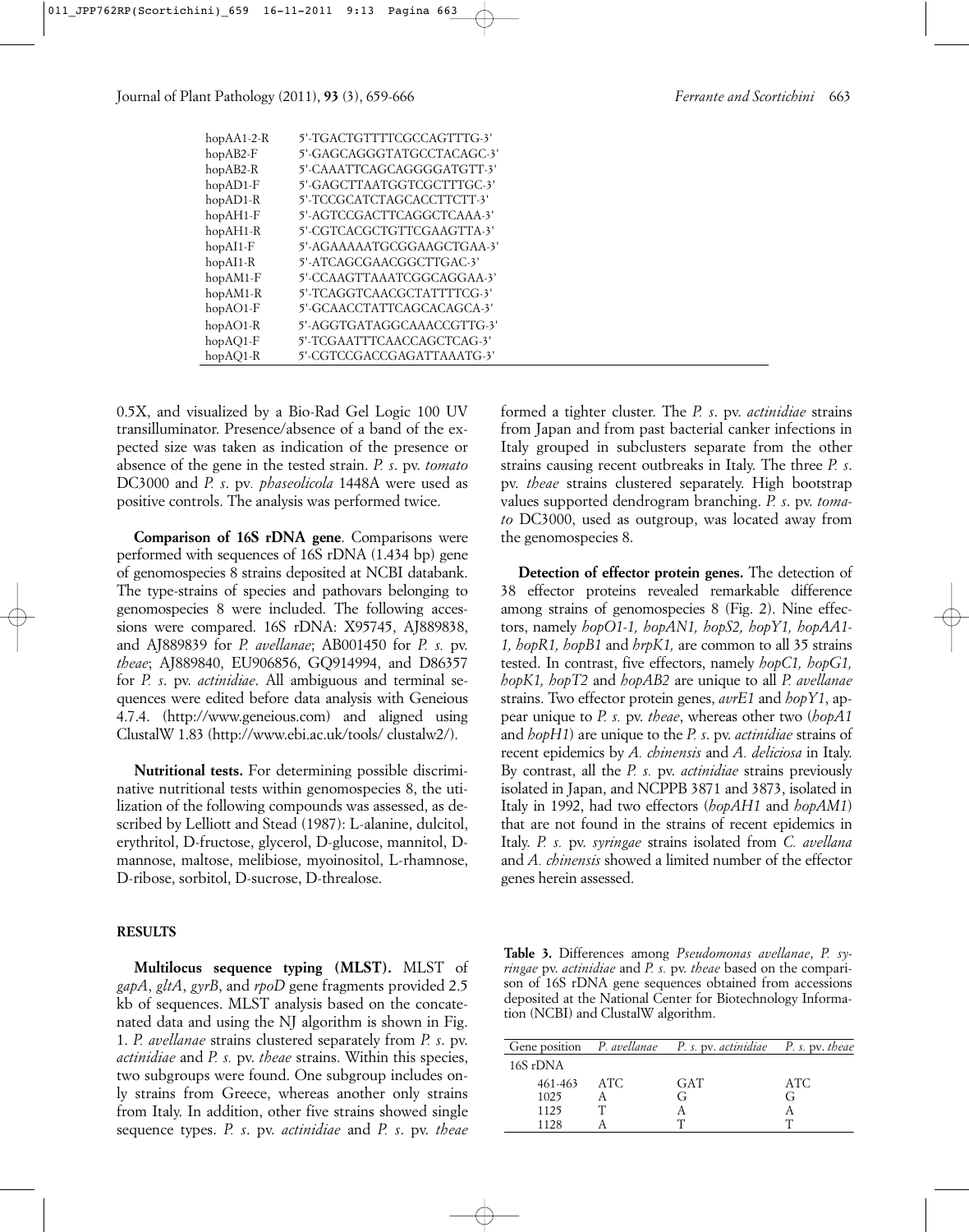| | |
|---|---|
| hopAA1-2-R | 5'-TGACTGTTTTCGCCAGTTTG-3' |
| hopAB2-F | 5'-GAGCAGGGTATGCCTACAGC-3' |
| hopAB2-R | 5'-CAAATTCAGCAGGGGATGTT-3' |
| hopAD1-F | 5'-GAGCTTAATGGTCGCTTTGC-3' |
| hopAD1-R | 5'-TCCGCATCTAGCACCTTCTT-3' |
| hopAH1-F | 5'-AGTCCGACTTCAGGCTCAAA-3' |
| hopAH1-R | 5'-CGTCACGCTGTTCGAAGTTA-3' |
| hopAI1-F | 5'-AGAAAAATGCGGAAGCTGAA-3' |
| hopAI1-R | 5'-ATCAGCGAACGGCTTGAC-3' |
| hopAM1-F | 5'-CCAAGTTAAATCGGCAGGAA-3' |
| hopAM1-R | 5'-TCAGGTCAACGCTATTTTCG-3' |
| hopAO1-F | 5'-GCAACCTATTCAGCACAGCA-3' |
| hopAO1-R | 5'-AGGTGATAGGCAAACCGTTG-3' |
| hopAQ1-F | 5'-TCGAATTTCAACCAGCTCAG-3' |
| hopAQ1-R | 5'-CGTCCGACCGAGATTAAATG-3' |

0.5X, and visualized by a Bio-Rad Gel Logic 100 UV transilluminator. Presence/absence of a band of the expected size was taken as indication of the presence or absence of the gene in the tested strain. *P. s.* pv. *tomato* DC3000 and *P. s.* pv. *phaseolicola* 1448A were used as positive controls. The analysis was performed twice.

**Comparison of 16S rDNA gene**. Comparisons were performed with sequences of 16S rDNA (1.434 bp) gene of genomospecies 8 strains deposited at NCBI databank. The type-strains of species and pathovars belonging to genomospecies 8 were included. The following accessions were compared. 16S rDNA: X95745, AJ889838, and AJ889839 for *P. avellanae*; AB001450 for *P. s.* pv. *theae*; AJ889840, EU906856, GQ914994, and D86357 for *P. s.* pv. *actinidiae*. All ambiguous and terminal sequences were edited before data analysis with Geneious 4.7.4. (http://www.geneious.com) and aligned using ClustalW 1.83 (http://www.ebi.ac.uk/tools/ clustalw2/).

**Nutritional tests.** For determining possible discriminative nutritional tests within genomospecies 8, the utilization of the following compounds was assessed, as described by Lelliott and Stead (1987): L-alanine, dulcitol, erythritol, D-fructose, glycerol, D-glucose, mannitol, D-mannose, maltose, melibiose, myoinositol, L-rhamnose, D-ribose, sorbitol, D-sucrose, D-threalose.

## RESULTS

**Multilocus sequence typing (MLST).** MLST of *gapA*, *gltA*, *gyrB*, and *rpoD* gene fragments provided 2.5 kb of sequences. MLST analysis based on the concatenated data and using the NJ algorithm is shown in Fig. 1. *P. avellanae* strains clustered separately from *P. s.* pv. *actinidiae* and *P. s.* pv. *theae* strains. Within this species, two subgroups were found. One subgroup includes only strains from Greece, whereas another only strains from Italy. In addition, other five strains showed single sequence types. *P. s.* pv. *actinidiae* and *P. s.* pv. *theae* formed a tighter cluster. The *P. s.* pv. *actinidiae* strains from Japan and from past bacterial canker infections in Italy grouped in subclusters separate from the other strains causing recent outbreaks in Italy. The three *P. s.* pv. *theae* strains clustered separately. High bootstrap values supported dendrogram branching. *P. s.* pv. *tomato* DC3000, used as outgroup, was located away from the genomospecies 8.

**Detection of effector protein genes.** The detection of 38 effector proteins revealed remarkable difference among strains of genomospecies 8 (Fig. 2). Nine effectors, namely *hopO1-1, hopAN1, hopS2, hopY1, hopAA1-1, hopR1, hopB1* and *hrpK1,* are common to all 35 strains tested. In contrast, five effectors, namely *hopC1, hopG1, hopK1, hopT2* and *hopAB2* are unique to all *P. avellanae* strains. Two effector protein genes, *avrE1* and *hopY1*, appear unique to *P. s.* pv. *theae*, whereas other two (*hopA1* and *hopH1*) are unique to the *P. s.* pv. *actinidiae* strains of recent epidemics by *A. chinensis* and *A. deliciosa* in Italy. By contrast, all the *P. s.* pv. *actinidiae* strains previously isolated in Japan, and NCPPB 3871 and 3873, isolated in Italy in 1992, had two effectors (*hopAH1* and *hopAM1*) that are not found in the strains of recent epidemics in Italy. *P. s.* pv. *syringae* strains isolated from *C. avellana* and *A. chinensis* showed a limited number of the effector genes herein assessed.

**Table 3.** Differences among *Pseudomonas avellanae*, *P. syringae* pv. *actinidiae* and *P. s.* pv. *theae* based on the comparison of 16S rDNA gene sequences obtained from accessions deposited at the National Center for Biotechnology Information (NCBI) and ClustalW algorithm.

| Gene position | *P. avellanae* | *P. s.* pv. *actinidiae* | *P. s.* pv. *theae* |
|---|---|---|---|
| 16S rDNA | | | |
| 461-463 | ATC | GAT | ATC |
| 1025 | A | G | G |
| 1125 | T | A | A |
| 1128 | A | T | T |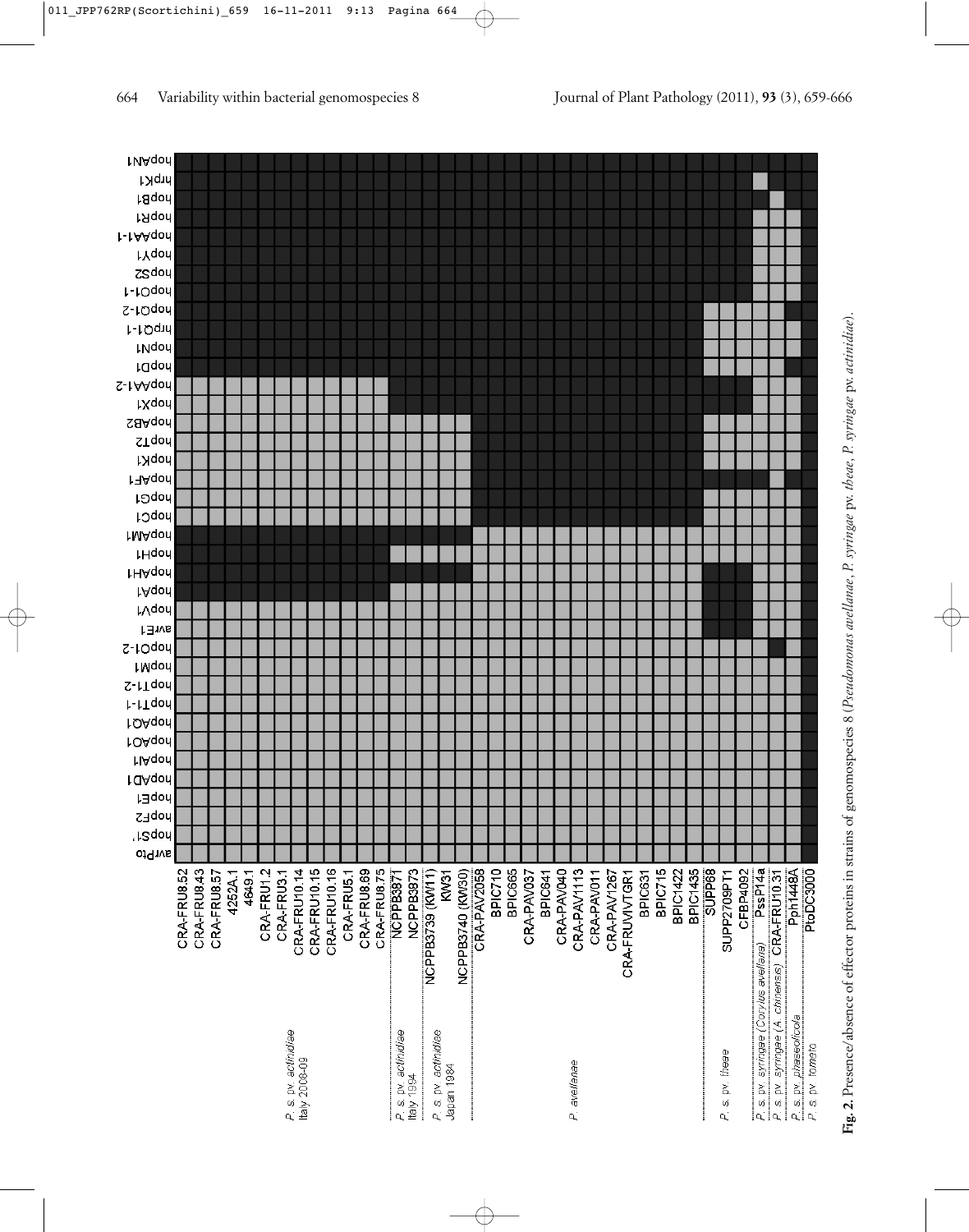**Fig. 2.** Presence/absence of effector proteins in strains of genomospecies 8 (*Pseudomonas avellanae*, *P. syringae* pv. *theae*, *P. syringae* pv. *actinidiae*).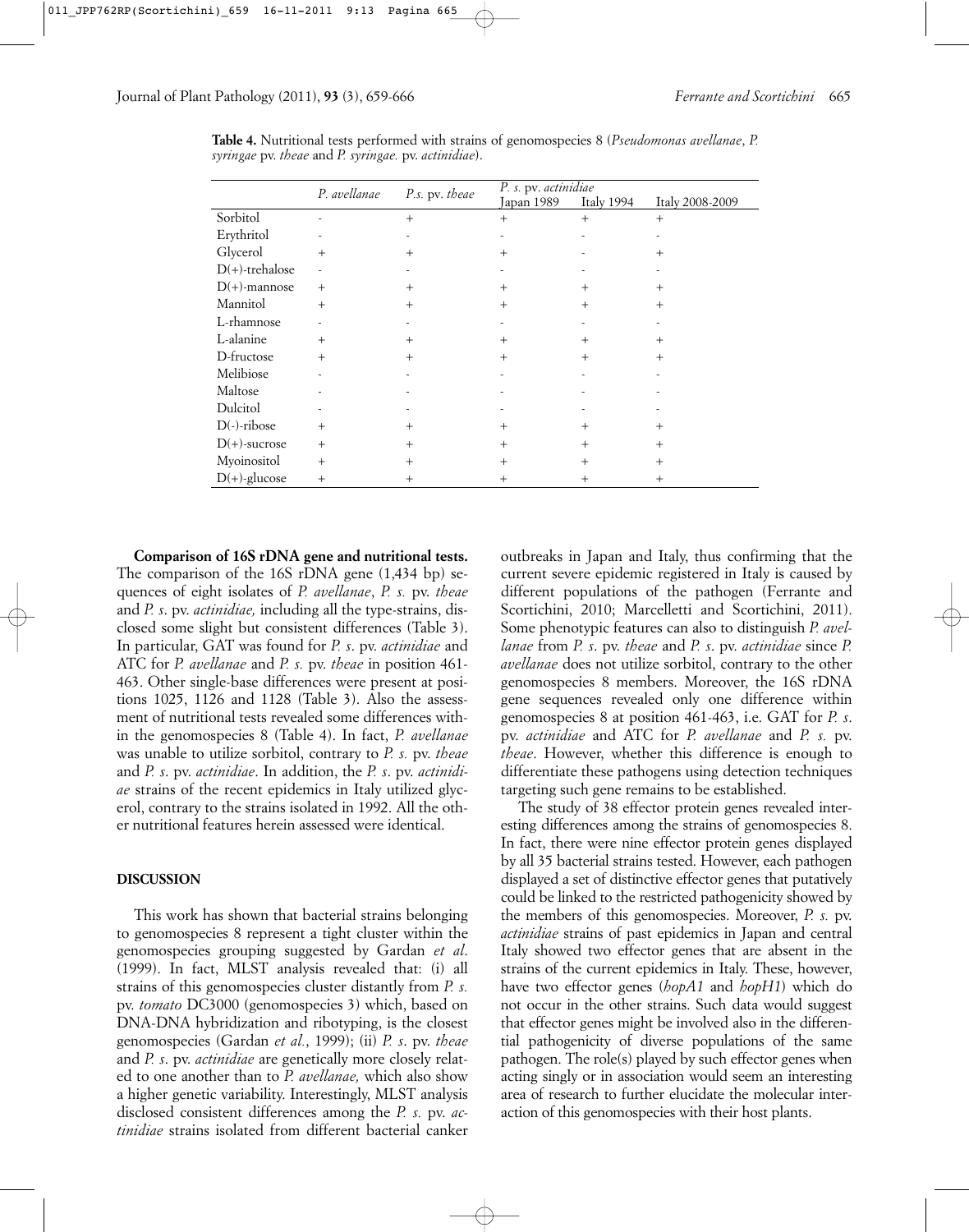**Table 4.** Nutritional tests performed with strains of genomospecies 8 (*Pseudomonas avellanae*, *P. syringae* pv. *theae* and *P. syringae.* pv. *actinidiae*).

| | *P. avellanae* | *P.s.* pv. *theae* | *P. s.* pv. *actinidiae* | | |
|---|---|---|---|---|---|
| | | | Japan 1989 | Italy 1994 | Italy 2008-2009 |
| Sorbitol | - | + | + | + | + |
| Erythritol | - | - | - | - | - |
| Glycerol | + | + | + | - | + |
| D(+)-trehalose | - | - | - | - | - |
| D(+)-mannose | + | + | + | + | + |
| Mannitol | + | + | + | + | + |
| L-rhamnose | - | - | - | - | - |
| L-alanine | + | + | + | + | + |
| D-fructose | + | + | + | + | + |
| Melibiose | - | - | - | - | - |
| Maltose | - | - | - | - | - |
| Dulcitol | - | - | - | - | - |
| D(-)-ribose | + | + | + | + | + |
| D(+)-sucrose | + | + | + | + | + |
| Myoinositol | + | + | + | + | + |
| D(+)-glucose | + | + | + | + | + |

**Comparison of 16S rDNA gene and nutritional tests.** The comparison of the 16S rDNA gene (1,434 bp) sequences of eight isolates of *P. avellanae*, *P. s.* pv. *theae* and *P. s.* pv. *actinidiae,* including all the type-strains, disclosed some slight but consistent differences (Table 3). In particular, GAT was found for *P. s.* pv. *actinidiae* and ATC for *P. avellanae* and *P. s.* pv. *theae* in position 461-463. Other single-base differences were present at positions 1025, 1126 and 1128 (Table 3). Also the assessment of nutritional tests revealed some differences within the genomospecies 8 (Table 4). In fact, *P. avellanae* was unable to utilize sorbitol, contrary to *P. s.* pv. *theae* and *P. s.* pv. *actinidiae*. In addition, the *P. s.* pv. *actinidiae* strains of the recent epidemics in Italy utilized glycerol, contrary to the strains isolated in 1992. All the other nutritional features herein assessed were identical.

## DISCUSSION

This work has shown that bacterial strains belonging to genomospecies 8 represent a tight cluster within the genomospecies grouping suggested by Gardan *et al*. (1999). In fact, MLST analysis revealed that: (i) all strains of this genomospecies cluster distantly from *P. s.* pv. *tomato* DC3000 (genomospecies 3) which, based on DNA-DNA hybridization and ribotyping, is the closest genomospecies (Gardan *et al.*, 1999); (ii) *P. s.* pv. *theae* and *P. s.* pv. *actinidiae* are genetically more closely related to one another than to *P. avellanae,* which also show a higher genetic variability. Interestingly, MLST analysis disclosed consistent differences among the *P. s.* pv. *actinidiae* strains isolated from different bacterial canker outbreaks in Japan and Italy, thus confirming that the current severe epidemic registered in Italy is caused by different populations of the pathogen (Ferrante and Scortichini, 2010; Marcelletti and Scortichini, 2011). Some phenotypic features can also to distinguish *P. avellanae* from *P. s.* pv. *theae* and *P. s.* pv. *actinidiae* since *P. avellanae* does not utilize sorbitol, contrary to the other genomospecies 8 members. Moreover, the 16S rDNA gene sequences revealed only one difference within genomospecies 8 at position 461-463, i.e. GAT for *P. s.* pv. *actinidiae* and ATC for *P. avellanae* and *P. s.* pv. *theae*. However, whether this difference is enough to differentiate these pathogens using detection techniques targeting such gene remains to be established.

The study of 38 effector protein genes revealed interesting differences among the strains of genomospecies 8. In fact, there were nine effector protein genes displayed by all 35 bacterial strains tested. However, each pathogen displayed a set of distinctive effector genes that putatively could be linked to the restricted pathogenicity showed by the members of this genomospecies. Moreover, *P. s.* pv. *actinidiae* strains of past epidemics in Japan and central Italy showed two effector genes that are absent in the strains of the current epidemics in Italy. These, however, have two effector genes (*hopA1* and *hopH1*) which do not occur in the other strains. Such data would suggest that effector genes might be involved also in the differential pathogenicity of diverse populations of the same pathogen. The role(s) played by such effector genes when acting singly or in association would seem an interesting area of research to further elucidate the molecular interaction of this genomospecies with their host plants.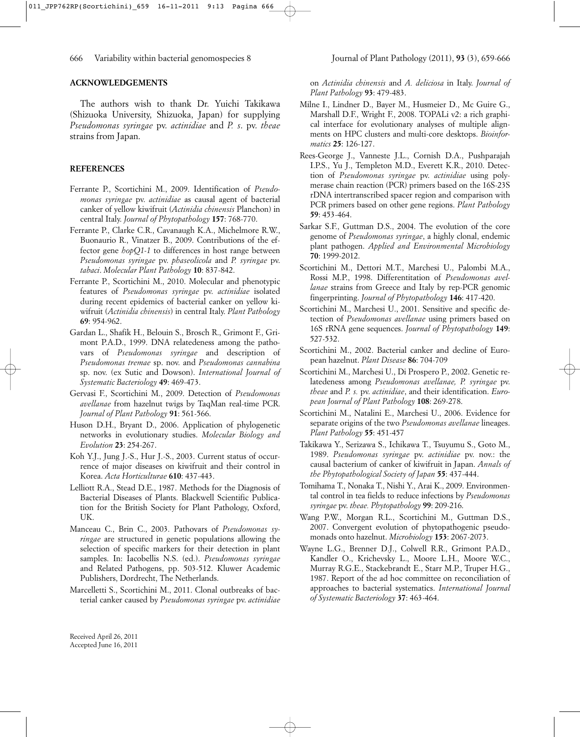## ACKNOWLEDGEMENTS

The authors wish to thank Dr. Yuichi Takikawa (Shizuoka University, Shizuoka, Japan) for supplying *Pseudomonas syringae* pv. *actinidiae* and *P. s.* pv. *theae* strains from Japan.

## REFERENCES

Ferrante P., Scortichini M., 2009. Identification of *Pseudomonas syringae* pv. *actinidiae* as causal agent of bacterial canker of yellow kiwifruit (*Actinidia chinensis* Planchon) in central Italy. *Journal of Phytopathology* **157**: 768-770.

Ferrante P., Clarke C.R., Cavanaugh K.A., Michelmore R.W., Buonaurio R., Vinatzer B., 2009. Contributions of the effector gene *hopQ1-1* to differences in host range between *Pseudomonas syringae* pv. *phaseolicola* and *P. syringae* pv. *tabaci*. *Molecular Plant Pathology* **10**: 837-842.

Ferrante P., Scortichini M., 2010. Molecular and phenotypic features of *Pseudomonas syringae* pv. *actinidiae* isolated during recent epidemics of bacterial canker on yellow kiwifruit (*Actinidia chinensis*) in central Italy. *Plant Pathology* **69**: 954-962.

Gardan L., Shafik H., Belouin S., Brosch R., Grimont F., Grimont P.A.D., 1999. DNA relatedeness among the pathovars of *Pseudomonas syringae* and description of *Pseudomonas tremae* sp. nov. and *Pseudomonas cannabina* sp. nov. (ex Sutic and Dowson). *International Journal of Systematic Bacteriology* **49**: 469-473.

Gervasi F., Scortichini M., 2009. Detection of *Pseudomonas avellanae* from hazelnut twigs by TaqMan real-time PCR. *Journal of Plant Pathology* **91**: 561-566.

Huson D.H., Bryant D., 2006. Application of phylogenetic networks in evolutionary studies. *Molecular Biology and Evolution* **23**: 254-267.

Koh Y.J., Jung J.-S., Hur J.-S., 2003. Current status of occurrence of major diseases on kiwifruit and their control in Korea. *Acta Horticulturae* **610**: 437-443.

Lelliott R.A., Stead D.E., 1987. Methods for the Diagnosis of Bacterial Diseases of Plants. Blackwell Scientific Publication for the British Society for Plant Pathology, Oxford, UK.

Manceau C., Brin C., 2003. Pathovars of *Pseudomonas syringae* are structured in genetic populations allowing the selection of specific markers for their detection in plant samples. In: Iacobellis N.S. (ed.). *Pseudomonas syringae* and Related Pathogens, pp. 503-512. Kluwer Academic Publishers, Dordrecht, The Netherlands.

Marcelletti S., Scortichini M., 2011. Clonal outbreaks of bacterial canker caused by *Pseudomonas syringae* pv. *actinidiae* on *Actinidia chinensis* and *A. deliciosa* in Italy. *Journal of Plant Pathology* **93**: 479-483.

Milne I., Lindner D., Bayer M., Husmeier D., Mc Guire G., Marshall D.F., Wright F., 2008. TOPALi v2: a rich graphical interface for evolutionary analyses of multiple alignments on HPC clusters and multi-core desktops. *Bioinformatics* **25**: 126-127.

Rees-George J., Vanneste J.L., Cornish D.A., Pushparajah I.P.S., Yu J., Templeton M.D., Everett K.R., 2010. Detection of *Pseudomonas syringae* pv. *actinidiae* using polymerase chain reaction (PCR) primers based on the 16S-23S rDNA intertranscribed spacer region and comparison with PCR primers based on other gene regions. *Plant Pathology* **59**: 453-464.

Sarkar S.F., Guttman D.S., 2004. The evolution of the core genome of *Pseudomonas syringae*, a highly clonal, endemic plant pathogen. *Applied and Environmental Microbiology* **70**: 1999-2012.

Scortichini M., Dettori M.T., Marchesi U., Palombi M.A., Rossi M.P., 1998. Differentitation of *Pseudomonas avellanae* strains from Greece and Italy by rep-PCR genomic fingerprinting. *Journal of Phytopathology* **146**: 417-420.

Scortichini M., Marchesi U., 2001. Sensitive and specific detection of *Pseudomonas avellanae* using primers based on 16S rRNA gene sequences. *Journal of Phytopathology* **149**: 527-532.

Scortichini M., 2002. Bacterial canker and decline of European hazelnut. *Plant Disease* **86**: 704-709

Scortichini M., Marchesi U., Di Prospero P., 2002. Genetic relatedeness among *Pseudomonas avellanae, P. syringae* pv. *theae* and *P. s.* pv. *actinidiae*, and their identification. *European Journal of Plant Pathology* **108**: 269-278.

Scortichini M., Natalini E., Marchesi U., 2006. Evidence for separate origins of the two *Pseudomonas avellanae* lineages. *Plant Pathology* **55**: 451-457

Takikawa Y., Serizawa S., Ichikawa T., Tsuyumu S., Goto M., 1989. *Pseudomonas syringae* pv. *actinidiae* pv. nov.: the causal bacterium of canker of kiwifruit in Japan. *Annals of the Phytopathological Society of Japan* **55**: 437-444.

Tomihama T., Nonaka T., Nishi Y., Arai K., 2009. Environmental control in tea fields to reduce infections by *Pseudomonas syringae* pv. *theae. Phytopathology* **99**: 209-216.

Wang P.W., Morgan R.L., Scortichini M., Guttman D.S., 2007. Convergent evolution of phytopathogenic pseudomonads onto hazelnut. *Microbiology* **153**: 2067-2073.

Wayne L.G., Brenner D.J., Colwell R.R., Grimont P.A.D., Kandler O., Krichevsky L., Moore L.H., Moore W.C., Murray R.G.E., Stackebrandt E., Starr M.P., Truper H.G., 1987. Report of the ad hoc committee on reconciliation of approaches to bacterial systematics. *International Journal of Systematic Bacteriology* **37**: 463-464.

Received April 26, 2011
Accepted June 16, 2011